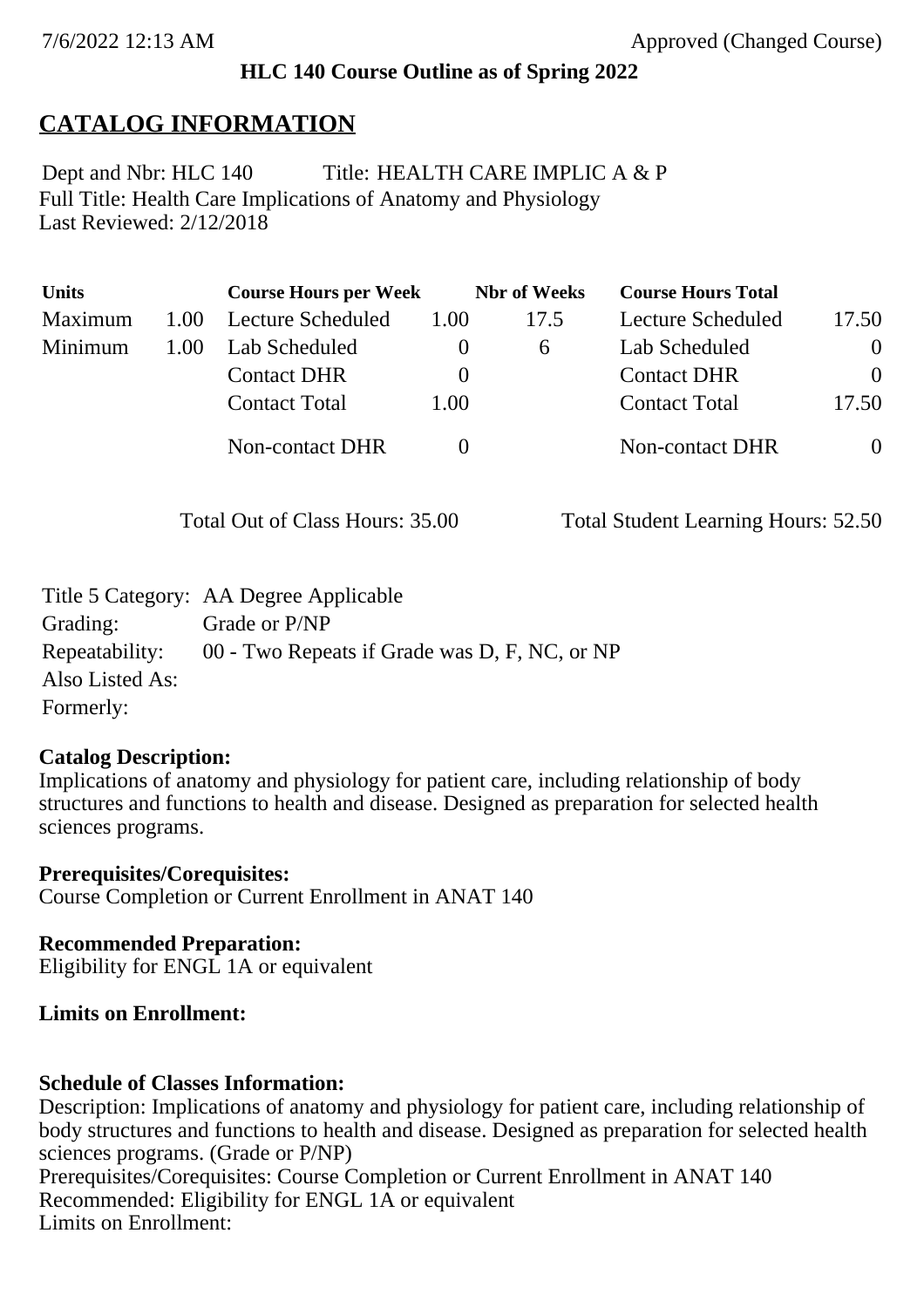7/6/2022 12:13 AM Approved (Changed Course)

**HLC 140 Course Outline as of Spring 2022**

# CATALOG INFORMATION

Dept and Nbr: HLC 140 Title: HEALTH CARE IMPLIC A & P
Full Title: Health Care Implications of Anatomy and Physiology
Last Reviewed: 2/12/2018

| Units | | Course Hours per Week | | Nbr of Weeks | Course Hours Total | |
|---|---|---|---|---|---|---|
| Maximum | 1.00 | Lecture Scheduled | 1.00 | 17.5 | Lecture Scheduled | 17.50 |
| Minimum | 1.00 | Lab Scheduled | 0 | 6 | Lab Scheduled | 0 |
| | | Contact DHR | 0 | | Contact DHR | 0 |
| | | Contact Total | 1.00 | | Contact Total | 17.50 |
| | | Non-contact DHR | 0 | | Non-contact DHR | 0 |

Total Out of Class Hours: 35.00 Total Student Learning Hours: 52.50

Title 5 Category: AA Degree Applicable
Grading: Grade or P/NP
Repeatability: 00 - Two Repeats if Grade was D, F, NC, or NP
Also Listed As:
Formerly:

**Catalog Description:**
Implications of anatomy and physiology for patient care, including relationship of body structures and functions to health and disease. Designed as preparation for selected health sciences programs.

**Prerequisites/Corequisites:**
Course Completion or Current Enrollment in ANAT 140

**Recommended Preparation:**
Eligibility for ENGL 1A or equivalent

**Limits on Enrollment:**

**Schedule of Classes Information:**
Description: Implications of anatomy and physiology for patient care, including relationship of body structures and functions to health and disease. Designed as preparation for selected health sciences programs. (Grade or P/NP)
Prerequisites/Corequisites: Course Completion or Current Enrollment in ANAT 140
Recommended: Eligibility for ENGL 1A or equivalent
Limits on Enrollment: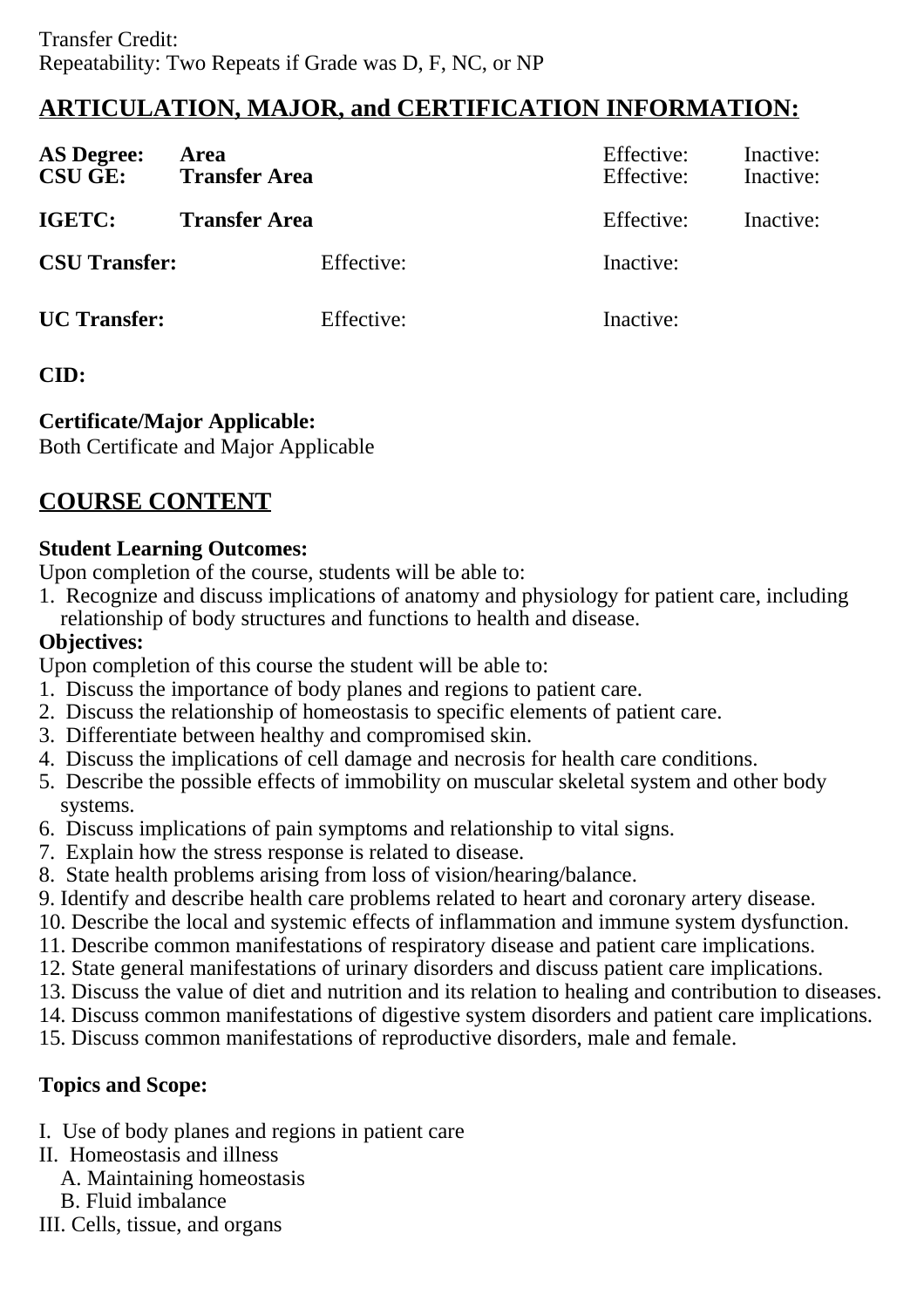Transfer Credit:
Repeatability: Two Repeats if Grade was D, F, NC, or NP

## ARTICULATION, MAJOR, and CERTIFICATION INFORMATION:

| | | | |
|---|---|---|---|
| **AS Degree:** | **Area** | Effective: | Inactive: |
| **CSU GE:** | **Transfer Area** | Effective: | Inactive: |
| **IGETC:** | **Transfer Area** | Effective: | Inactive: |

| | | |
|---|---|---|
| **CSU Transfer:** | Effective: | Inactive: |
| **UC Transfer:** | Effective: | Inactive: |

**CID:**

**Certificate/Major Applicable:**
Both Certificate and Major Applicable

## COURSE CONTENT

**Student Learning Outcomes:**
Upon completion of the course, students will be able to:
1. Recognize and discuss implications of anatomy and physiology for patient care, including relationship of body structures and functions to health and disease.

**Objectives:**
Upon completion of this course the student will be able to:
1. Discuss the importance of body planes and regions to patient care.
2. Discuss the relationship of homeostasis to specific elements of patient care.
3. Differentiate between healthy and compromised skin.
4. Discuss the implications of cell damage and necrosis for health care conditions.
5. Describe the possible effects of immobility on muscular skeletal system and other body systems.
6. Discuss implications of pain symptoms and relationship to vital signs.
7. Explain how the stress response is related to disease.
8. State health problems arising from loss of vision/hearing/balance.
9. Identify and describe health care problems related to heart and coronary artery disease.
10. Describe the local and systemic effects of inflammation and immune system dysfunction.
11. Describe common manifestations of respiratory disease and patient care implications.
12. State general manifestations of urinary disorders and discuss patient care implications.
13. Discuss the value of diet and nutrition and its relation to healing and contribution to diseases.
14. Discuss common manifestations of digestive system disorders and patient care implications.
15. Discuss common manifestations of reproductive disorders, male and female.

**Topics and Scope:**

I. Use of body planes and regions in patient care
II. Homeostasis and illness
   A. Maintaining homeostasis
   B. Fluid imbalance
III. Cells, tissue, and organs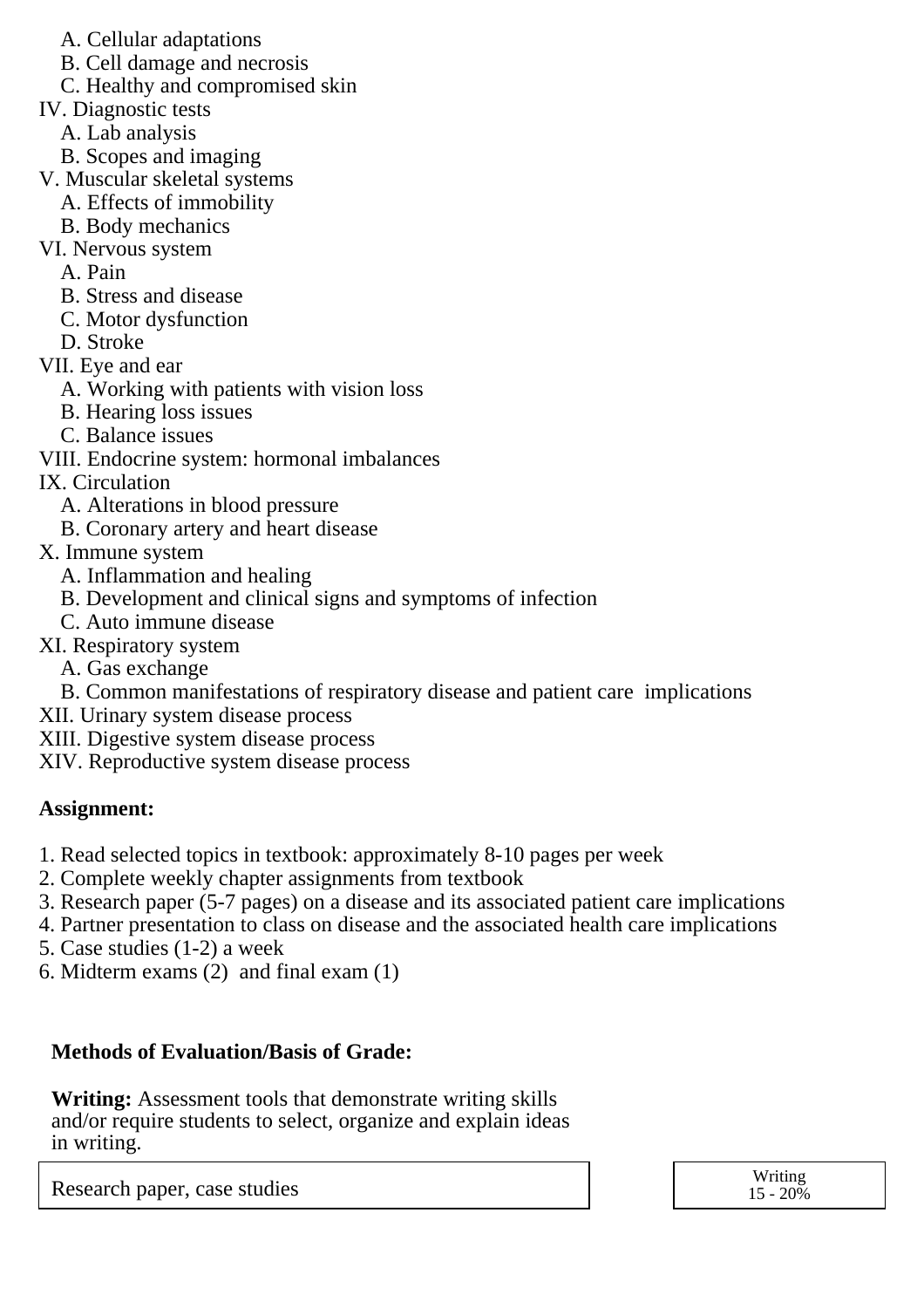A. Cellular adaptations
  B. Cell damage and necrosis
  C. Healthy and compromised skin

IV. Diagnostic tests
  A. Lab analysis
  B. Scopes and imaging

V. Muscular skeletal systems
  A. Effects of immobility
  B. Body mechanics

VI. Nervous system
  A. Pain
  B. Stress and disease
  C. Motor dysfunction
  D. Stroke

VII. Eye and ear
  A. Working with patients with vision loss
  B. Hearing loss issues
  C. Balance issues

VIII. Endocrine system: hormonal imbalances

IX. Circulation
  A. Alterations in blood pressure
  B. Coronary artery and heart disease

X. Immune system
  A. Inflammation and healing
  B. Development and clinical signs and symptoms of infection
  C. Auto immune disease

XI. Respiratory system
  A. Gas exchange
  B. Common manifestations of respiratory disease and patient care implications

XII. Urinary system disease process

XIII. Digestive system disease process

XIV. Reproductive system disease process

**Assignment:**

1. Read selected topics in textbook: approximately 8-10 pages per week
2. Complete weekly chapter assignments from textbook
3. Research paper (5-7 pages) on a disease and its associated patient care implications
4. Partner presentation to class on disease and the associated health care implications
5. Case studies (1-2) a week
6. Midterm exams (2) and final exam (1)

**Methods of Evaluation/Basis of Grade:**

**Writing:** Assessment tools that demonstrate writing skills and/or require students to select, organize and explain ideas in writing.

| Research paper, case studies | Writing 15 - 20% |
|---|---|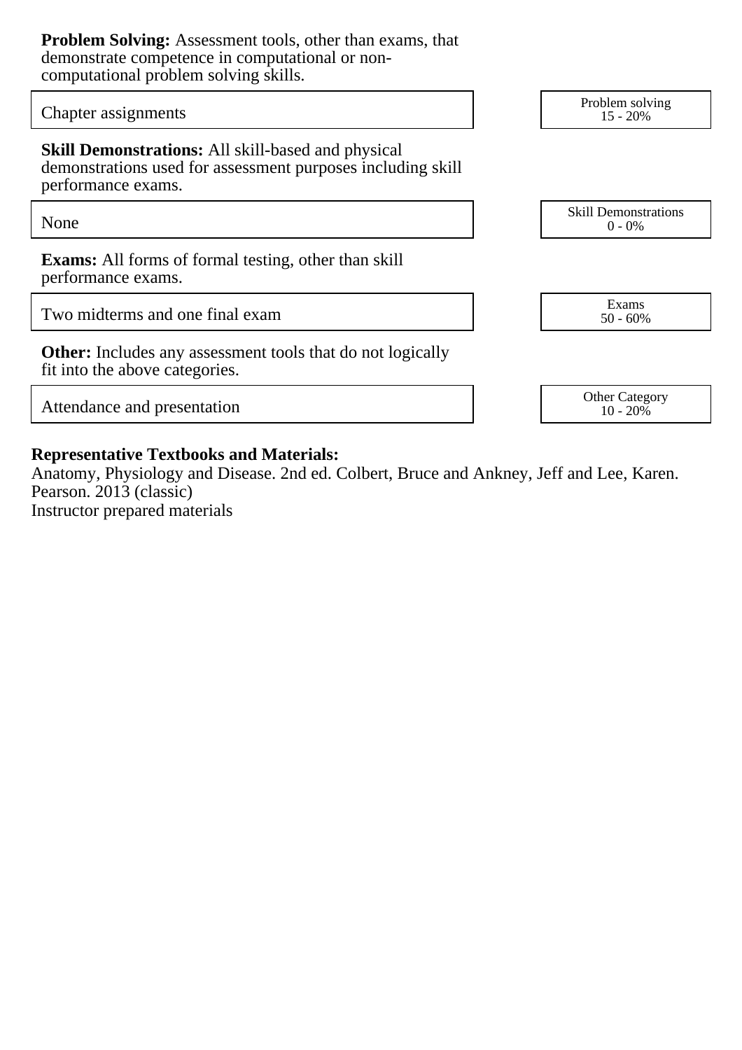**Problem Solving:** Assessment tools, other than exams, that demonstrate competence in computational or non-computational problem solving skills.

| | |
|---|---|
| Chapter assignments | Problem solving<br>15 - 20% |

**Skill Demonstrations:** All skill-based and physical demonstrations used for assessment purposes including skill performance exams.

| | |
|---|---|
| None | Skill Demonstrations<br>0 - 0% |

**Exams:** All forms of formal testing, other than skill performance exams.

| | |
|---|---|
| Two midterms and one final exam | Exams<br>50 - 60% |

**Other:** Includes any assessment tools that do not logically fit into the above categories.

| | |
|---|---|
| Attendance and presentation | Other Category<br>10 - 20% |

**Representative Textbooks and Materials:**

Anatomy, Physiology and Disease. 2nd ed. Colbert, Bruce and Ankney, Jeff and Lee, Karen. Pearson. 2013 (classic)

Instructor prepared materials